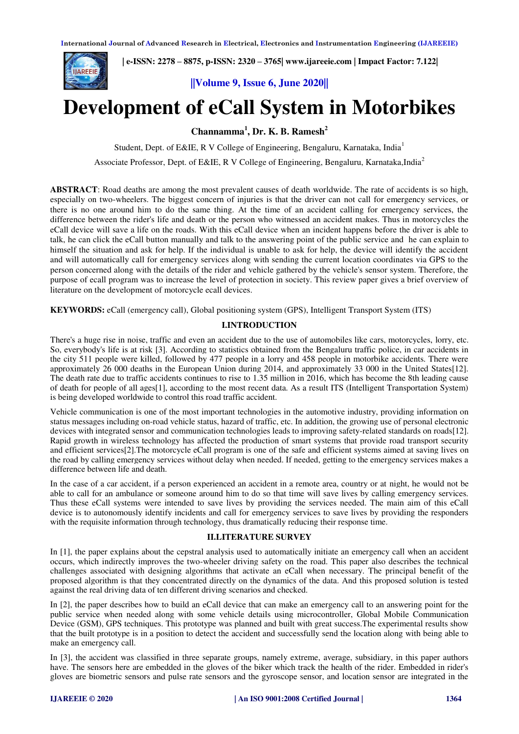# Development of eCall System in Motorbikes

**Channamma[1], Dr. K. B. Ramesh[2]**

Student, Dept. of E&IE, R V College of Engineering, Bengaluru, Karnataka, India[1]

Associate Professor, Dept. of E&IE, R V College of Engineering, Bengaluru, Karnataka,India[2]

**ABSTRACT**: Road deaths are among the most prevalent causes of death worldwide. The rate of accidents is so high, especially on two-wheelers. The biggest concern of injuries is that the driver can not call for emergency services, or there is no one around him to do the same thing. At the time of an accident calling for emergency services, the difference between the rider's life and death or the person who witnessed an accident makes. Thus in motorcycles the eCall device will save a life on the roads. With this eCall device when an incident happens before the driver is able to talk, he can click the eCall button manually and talk to the answering point of the public service and he can explain to himself the situation and ask for help. If the individual is unable to ask for help, the device will identify the accident and will automatically call for emergency services along with sending the current location coordinates via GPS to the person concerned along with the details of the rider and vehicle gathered by the vehicle's sensor system. Therefore, the purpose of ecall program was to increase the level of protection in society. This review paper gives a brief overview of literature on the development of motorcycle ecall devices.

**KEYWORDS:** eCall (emergency call), Global positioning system (GPS), Intelligent Transport System (ITS)

## I.INTRODUCTION

There's a huge rise in noise, traffic and even an accident due to the use of automobiles like cars, motorcycles, lorry, etc. So, everybody's life is at risk [3]. According to statistics obtained from the Bengaluru traffic police, in car accidents in the city 511 people were killed, followed by 477 people in a lorry and 458 people in motorbike accidents. There were approximately 26 000 deaths in the European Union during 2014, and approximately 33 000 in the United States[12]. The death rate due to traffic accidents continues to rise to 1.35 million in 2016, which has become the 8th leading cause of death for people of all ages[1], according to the most recent data. As a result ITS (Intelligent Transportation System) is being developed worldwide to control this road traffic accident.

Vehicle communication is one of the most important technologies in the automotive industry, providing information on status messages including on-road vehicle status, hazard of traffic, etc. In addition, the growing use of personal electronic devices with integrated sensor and communication technologies leads to improving safety-related standards on roads[12]. Rapid growth in wireless technology has affected the production of smart systems that provide road transport security and efficient services[2].The motorcycle eCall program is one of the safe and efficient systems aimed at saving lives on the road by calling emergency services without delay when needed. If needed, getting to the emergency services makes a difference between life and death.

In the case of a car accident, if a person experienced an accident in a remote area, country or at night, he would not be able to call for an ambulance or someone around him to do so that time will save lives by calling emergency services. Thus these eCall systems were intended to save lives by providing the services needed. The main aim of this eCall device is to autonomously identify incidents and call for emergency services to save lives by providing the responders with the requisite information through technology, thus dramatically reducing their response time.

## II.LITERATURE SURVEY

In [1], the paper explains about the cepstral analysis used to automatically initiate an emergency call when an accident occurs, which indirectly improves the two-wheeler driving safety on the road. This paper also describes the technical challenges associated with designing algorithms that activate an eCall when necessary. The principal benefit of the proposed algorithm is that they concentrated directly on the dynamics of the data. And this proposed solution is tested against the real driving data of ten different driving scenarios and checked.

In [2], the paper describes how to build an eCall device that can make an emergency call to an answering point for the public service when needed along with some vehicle details using microcontroller, Global Mobile Communication Device (GSM), GPS techniques. This prototype was planned and built with great success.The experimental results show that the built prototype is in a position to detect the accident and successfully send the location along with being able to make an emergency call.

In [3], the accident was classified in three separate groups, namely extreme, average, subsidiary, in this paper authors have. The sensors here are embedded in the gloves of the biker which track the health of the rider. Embedded in rider's gloves are biometric sensors and pulse rate sensors and the gyroscope sensor, and location sensor are integrated in the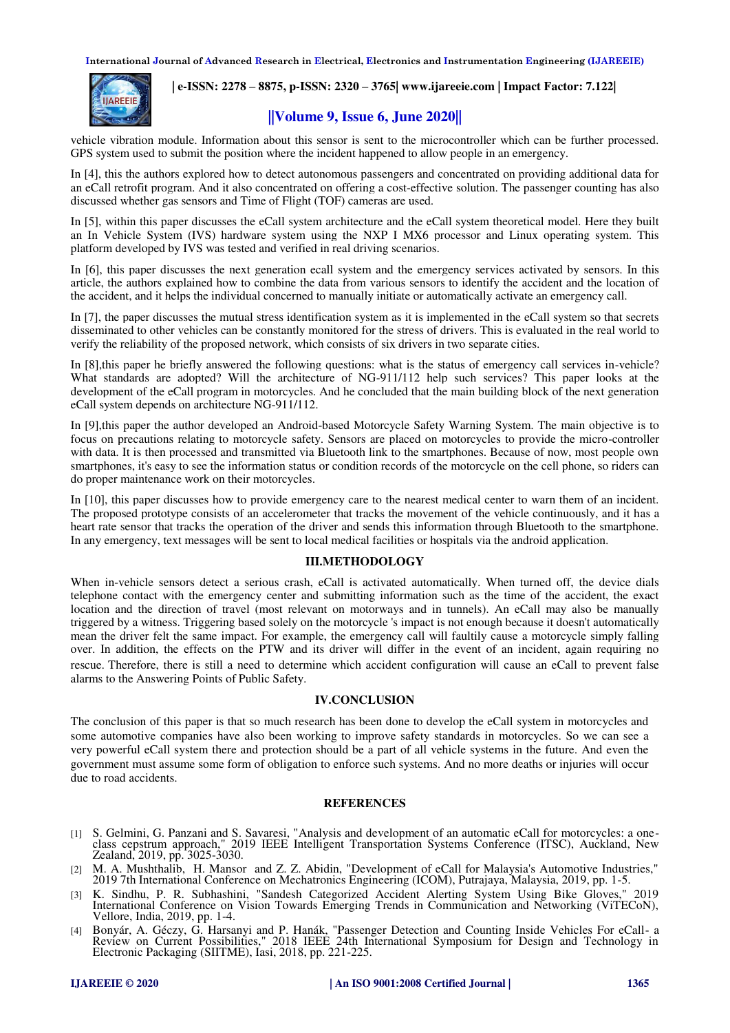vehicle vibration module. Information about this sensor is sent to the microcontroller which can be further processed. GPS system used to submit the position where the incident happened to allow people in an emergency.

In [4], this the authors explored how to detect autonomous passengers and concentrated on providing additional data for an eCall retrofit program. And it also concentrated on offering a cost-effective solution. The passenger counting has also discussed whether gas sensors and Time of Flight (TOF) cameras are used.

In [5], within this paper discusses the eCall system architecture and the eCall system theoretical model. Here they built an In Vehicle System (IVS) hardware system using the NXP I MX6 processor and Linux operating system. This platform developed by IVS was tested and verified in real driving scenarios.

In [6], this paper discusses the next generation ecall system and the emergency services activated by sensors. In this article, the authors explained how to combine the data from various sensors to identify the accident and the location of the accident, and it helps the individual concerned to manually initiate or automatically activate an emergency call.

In [7], the paper discusses the mutual stress identification system as it is implemented in the eCall system so that secrets disseminated to other vehicles can be constantly monitored for the stress of drivers. This is evaluated in the real world to verify the reliability of the proposed network, which consists of six drivers in two separate cities.

In [8],this paper he briefly answered the following questions: what is the status of emergency call services in-vehicle? What standards are adopted? Will the architecture of NG-911/112 help such services? This paper looks at the development of the eCall program in motorcycles. And he concluded that the main building block of the next generation eCall system depends on architecture NG-911/112.

In [9],this paper the author developed an Android-based Motorcycle Safety Warning System. The main objective is to focus on precautions relating to motorcycle safety. Sensors are placed on motorcycles to provide the micro-controller with data. It is then processed and transmitted via Bluetooth link to the smartphones. Because of now, most people own smartphones, it's easy to see the information status or condition records of the motorcycle on the cell phone, so riders can do proper maintenance work on their motorcycles.

In [10], this paper discusses how to provide emergency care to the nearest medical center to warn them of an incident. The proposed prototype consists of an accelerometer that tracks the movement of the vehicle continuously, and it has a heart rate sensor that tracks the operation of the driver and sends this information through Bluetooth to the smartphone. In any emergency, text messages will be sent to local medical facilities or hospitals via the android application.

## III.METHODOLOGY

When in-vehicle sensors detect a serious crash, eCall is activated automatically. When turned off, the device dials telephone contact with the emergency center and submitting information such as the time of the accident, the exact location and the direction of travel (most relevant on motorways and in tunnels). An eCall may also be manually triggered by a witness. Triggering based solely on the motorcycle 's impact is not enough because it doesn't automatically mean the driver felt the same impact. For example, the emergency call will faultily cause a motorcycle simply falling over. In addition, the effects on the PTW and its driver will differ in the event of an incident, again requiring no rescue. Therefore, there is still a need to determine which accident configuration will cause an eCall to prevent false alarms to the Answering Points of Public Safety.

## IV.CONCLUSION

The conclusion of this paper is that so much research has been done to develop the eCall system in motorcycles and some automotive companies have also been working to improve safety standards in motorcycles. So we can see a very powerful eCall system there and protection should be a part of all vehicle systems in the future. And even the government must assume some form of obligation to enforce such systems. And no more deaths or injuries will occur due to road accidents.

## REFERENCES

[1] S. Gelmini, G. Panzani and S. Savaresi, "Analysis and development of an automatic eCall for motorcycles: a one-class cepstrum approach," 2019 IEEE Intelligent Transportation Systems Conference (ITSC), Auckland, New Zealand, 2019, pp. 3025-3030.

[2] M. A. Mushthalib, H. Mansor and Z. Z. Abidin, "Development of eCall for Malaysia's Automotive Industries," 2019 7th International Conference on Mechatronics Engineering (ICOM), Putrajaya, Malaysia, 2019, pp. 1-5.

[3] K. Sindhu, P. R. Subhashini, "Sandesh Categorized Accident Alerting System Using Bike Gloves," 2019 International Conference on Vision Towards Emerging Trends in Communication and Networking (ViTECoN), Vellore, India, 2019, pp. 1-4.

[4] Bonyár, A. Géczy, G. Harsanyi and P. Hanák, "Passenger Detection and Counting Inside Vehicles For eCall- a Review on Current Possibilities," 2018 IEEE 24th International Symposium for Design and Technology in Electronic Packaging (SIITME), Iasi, 2018, pp. 221-225.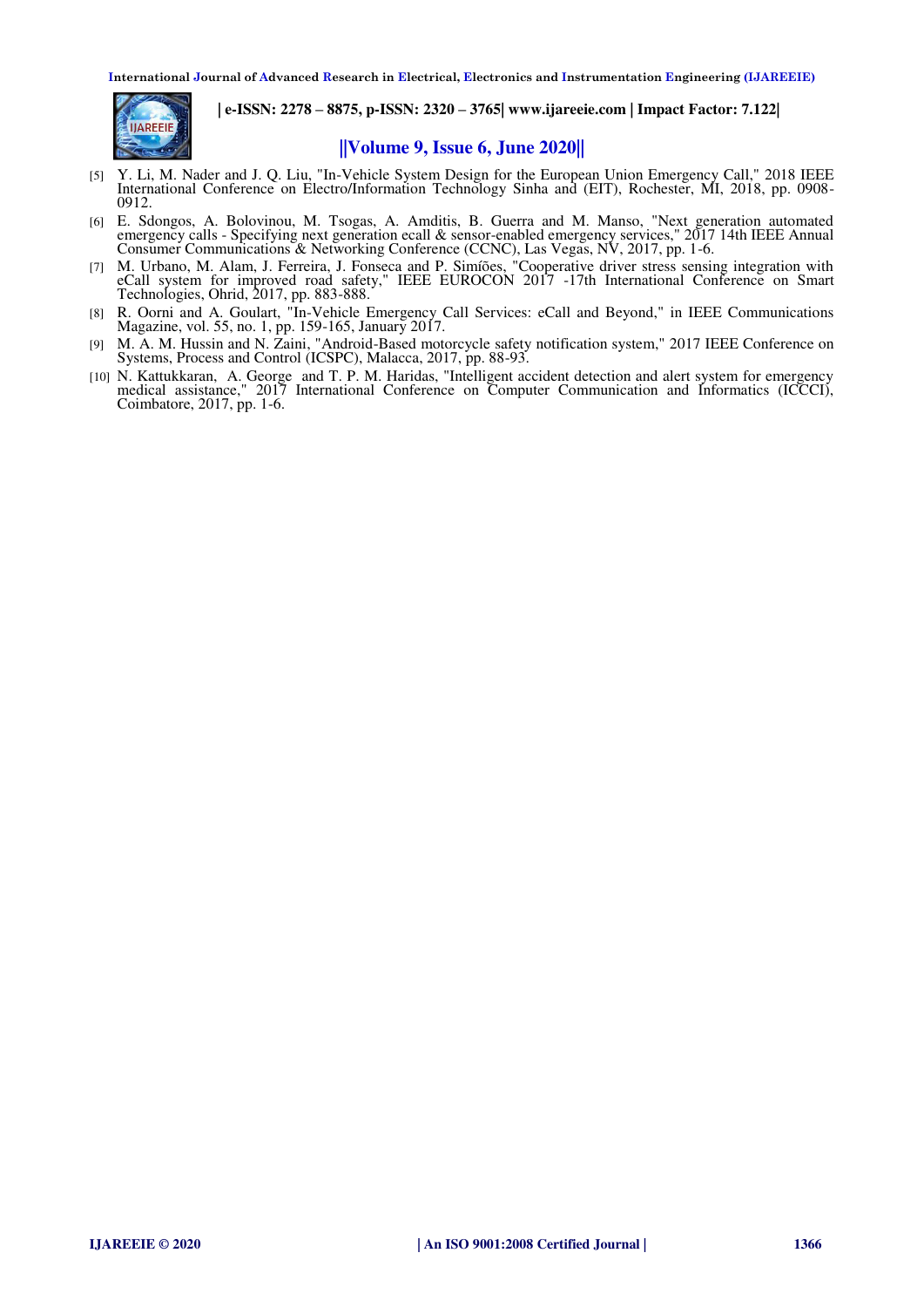[5] Y. Li, M. Nader and J. Q. Liu, "In-Vehicle System Design for the European Union Emergency Call," 2018 IEEE International Conference on Electro/Information Technology Sinha and (EIT), Rochester, MI, 2018, pp. 0908-0912.

[6] E. Sdongos, A. Bolovinou, M. Tsogas, A. Amditis, B. Guerra and M. Manso, "Next generation automated emergency calls - Specifying next generation ecall & sensor-enabled emergency services," 2017 14th IEEE Annual Consumer Communications & Networking Conference (CCNC), Las Vegas, NV, 2017, pp. 1-6.

[7] M. Urbano, M. Alam, J. Ferreira, J. Fonseca and P. Simíões, "Cooperative driver stress sensing integration with eCall system for improved road safety," IEEE EUROCON 2017 -17th International Conference on Smart Technologies, Ohrid, 2017, pp. 883-888.

[8] R. Oorni and A. Goulart, "In-Vehicle Emergency Call Services: eCall and Beyond," in IEEE Communications Magazine, vol. 55, no. 1, pp. 159-165, January 2017.

[9] M. A. M. Hussin and N. Zaini, "Android-Based motorcycle safety notification system," 2017 IEEE Conference on Systems, Process and Control (ICSPC), Malacca, 2017, pp. 88-93.

[10] N. Kattukkaran, A. George and T. P. M. Haridas, "Intelligent accident detection and alert system for emergency medical assistance," 2017 International Conference on Computer Communication and Informatics (ICCCI), Coimbatore, 2017, pp. 1-6.